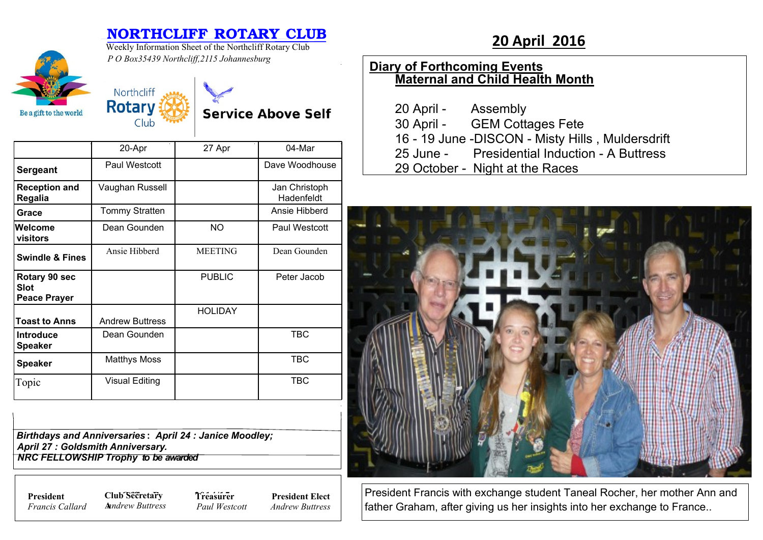# NORTHCLIFF ROTARY CLUB

Weekly Information Sheet of the Northcliff Rotary Club

*P O Box35439 Northcliff,2115 Johannesburg*

Be a gift to the world

Northcliff Rotary Club

**Service Above Self**

## 20 April 2016

| | 20-Apr | 27 Apr | 04-Mar |
|---|---|---|---|
| **Sergeant** | Paul Westcott | | Dave Woodhouse |
| **Reception and Regalia** | Vaughan Russell | | Jan Christoph Hadenfeldt |
| **Grace** | Tommy Stratten | | Ansie Hibberd |
| **Welcome visitors** | Dean Gounden | NO | Paul Westcott |
| **Swindle & Fines** | Ansie Hibberd | MEETING | Dean Gounden |
| **Rotary 90 sec Slot Peace Prayer** | | PUBLIC | Peter Jacob |
| **Toast to Anns** | Andrew Buttress | HOLIDAY | |
| **Introduce Speaker** | Dean Gounden | | TBC |
| **Speaker** | Matthys Moss | | TBC |
| Topic | Visual Editing | | TBC |

***Birthdays and Anniversaries**: April 24 : Janice Moodley;*
***April 27 : Goldsmith Anniversary.***
***NRC FELLOWSHIP Trophy** to be awarded*

| **President** | **Club Secretary** | **Treasurer** | **President Elect** |
|---|---|---|---|
| *Francis Callard* | *Andrew Buttress* | *Paul Westcott* | *Andrew Buttress* |

### Diary of Forthcoming Events
### Maternal and Child Health Month

20 April - Assembly
30 April - GEM Cottages Fete
16 - 19 June -DISCON - Misty Hills , Muldersdrift
25 June - Presidential Induction - A Buttress
29 October - Night at the Races

President Francis with exchange student Taneal Rocher, her mother Ann and father Graham, after giving us her insights into her exchange to France..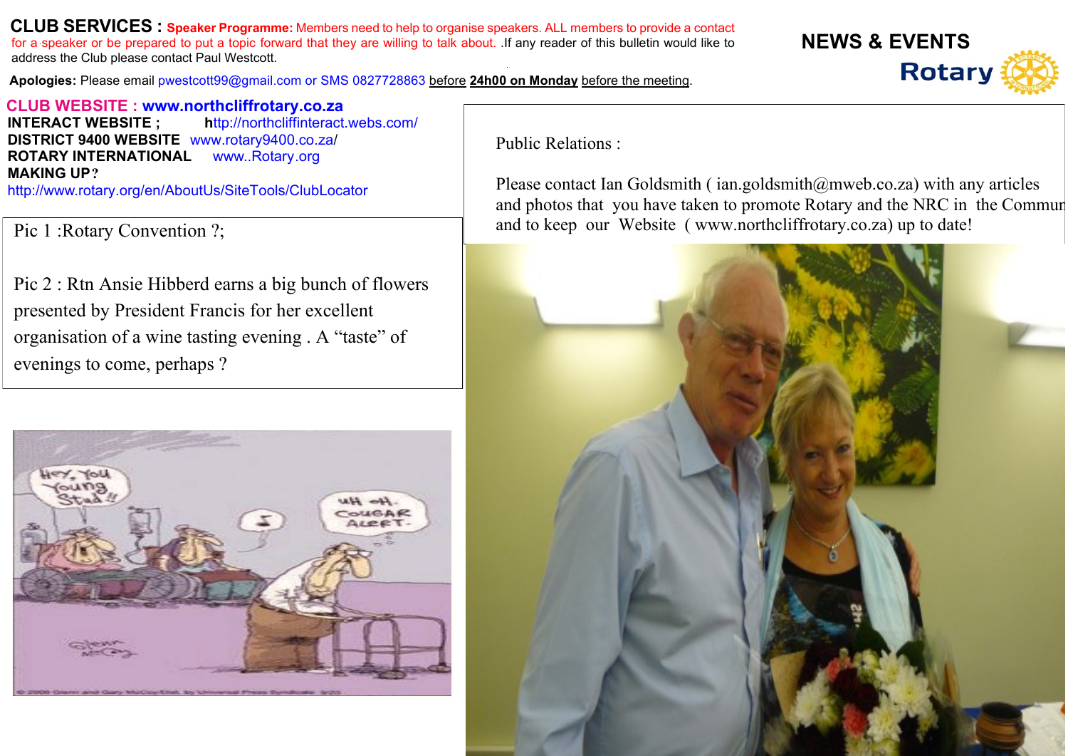**CLUB SERVICES :** **Speaker Programme:** Members need to help to organise speakers. ALL members to provide a contact for a speaker or be prepared to put a topic forward that they are willing to talk about. .If any reader of this bulletin would like to address the Club please contact Paul Westcott.

**Apologies:** Please email pwestcott99@gmail.com or SMS 0827728863 before **24h00 on Monday** before the meeting.

# NEWS & EVENTS

Rotary

**CLUB WEBSITE : www.northcliffrotary.co.za**

**INTERACT WEBSITE ;** http://northcliffinteract.webs.com/

**DISTRICT 9400 WEBSITE** www.rotary9400.co.za/

**ROTARY INTERNATIONAL** www..Rotary.org

**MAKING UP?**

http://www.rotary.org/en/AboutUs/SiteTools/ClubLocator

Public Relations :

Please contact Ian Goldsmith ( ian.goldsmith@mweb.co.za) with any articles and photos that you have taken to promote Rotary and the NRC in the Commun and to keep our Website ( www.northcliffrotary.co.za) up to date!

Pic 1 :Rotary Convention ?;

Pic 2 : Rtn Ansie Hibberd earns a big bunch of flowers presented by President Francis for her excellent organisation of a wine tasting evening . A "taste" of evenings to come, perhaps ?